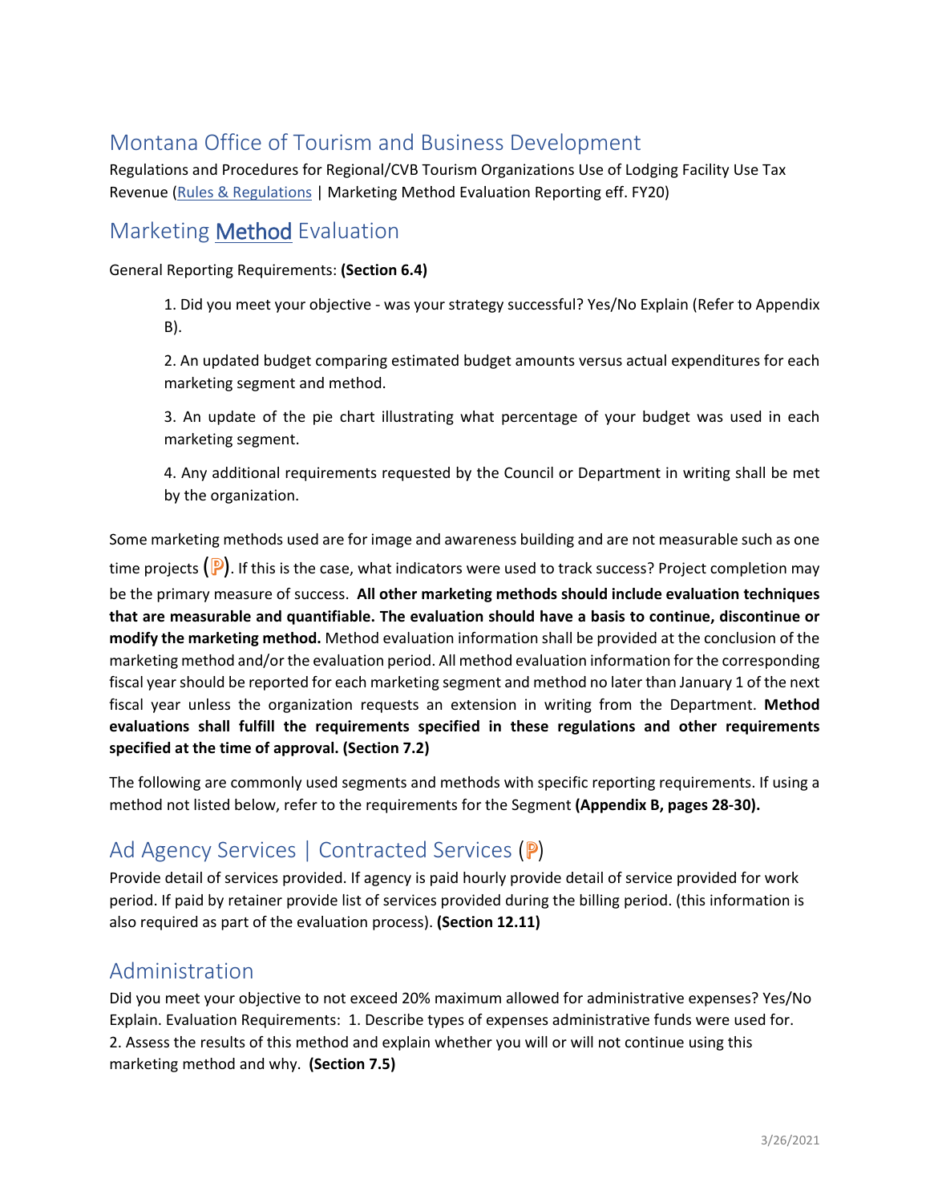# Montana Office of Tourism and Business Development

Regulations and Procedures for Regional/CVB Tourism Organizations Use of Lodging Facility Use Tax Revenue (Rules & Regulations | Marketing Method Evaluation Reporting eff. FY20)

## Marketing Method Evaluation

General Reporting Requirements: **(Section 6.4)**

> 1. Did you meet your objective - was your strategy successful? Yes/No Explain (Refer to Appendix B).
>
> 2. An updated budget comparing estimated budget amounts versus actual expenditures for each marketing segment and method.
>
> 3. An update of the pie chart illustrating what percentage of your budget was used in each marketing segment.
>
> 4. Any additional requirements requested by the Council or Department in writing shall be met by the organization.

Some marketing methods used are for image and awareness building and are not measurable such as one time projects (Ⓟ). If this is the case, what indicators were used to track success? Project completion may be the primary measure of success. **All other marketing methods should include evaluation techniques that are measurable and quantifiable. The evaluation should have a basis to continue, discontinue or modify the marketing method.** Method evaluation information shall be provided at the conclusion of the marketing method and/or the evaluation period. All method evaluation information for the corresponding fiscal year should be reported for each marketing segment and method no later than January 1 of the next fiscal year unless the organization requests an extension in writing from the Department. **Method evaluations shall fulfill the requirements specified in these regulations and other requirements specified at the time of approval. (Section 7.2)**

The following are commonly used segments and methods with specific reporting requirements. If using a method not listed below, refer to the requirements for the Segment **(Appendix B, pages 28-30).**

## Ad Agency Services | Contracted Services (Ⓟ)

Provide detail of services provided. If agency is paid hourly provide detail of service provided for work period. If paid by retainer provide list of services provided during the billing period. (this information is also required as part of the evaluation process). **(Section 12.11)**

## Administration

Did you meet your objective to not exceed 20% maximum allowed for administrative expenses? Yes/No Explain. Evaluation Requirements: 1. Describe types of expenses administrative funds were used for. 2. Assess the results of this method and explain whether you will or will not continue using this marketing method and why. **(Section 7.5)**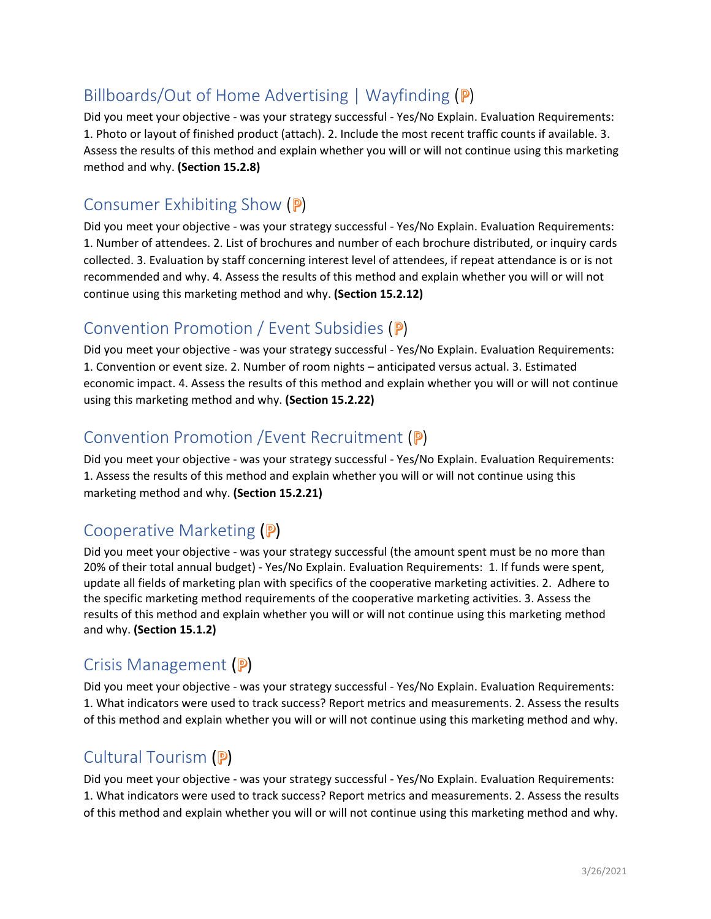## Billboards/Out of Home Advertising | Wayfinding (ℙ)

Did you meet your objective - was your strategy successful - Yes/No Explain. Evaluation Requirements: 1. Photo or layout of finished product (attach). 2. Include the most recent traffic counts if available. 3. Assess the results of this method and explain whether you will or will not continue using this marketing method and why. **(Section 15.2.8)**

## Consumer Exhibiting Show (ℙ)

Did you meet your objective - was your strategy successful - Yes/No Explain. Evaluation Requirements: 1. Number of attendees. 2. List of brochures and number of each brochure distributed, or inquiry cards collected. 3. Evaluation by staff concerning interest level of attendees, if repeat attendance is or is not recommended and why. 4. Assess the results of this method and explain whether you will or will not continue using this marketing method and why. **(Section 15.2.12)**

## Convention Promotion / Event Subsidies (ℙ)

Did you meet your objective - was your strategy successful - Yes/No Explain. Evaluation Requirements: 1. Convention or event size. 2. Number of room nights – anticipated versus actual. 3. Estimated economic impact. 4. Assess the results of this method and explain whether you will or will not continue using this marketing method and why. **(Section 15.2.22)**

## Convention Promotion /Event Recruitment (ℙ)

Did you meet your objective - was your strategy successful - Yes/No Explain. Evaluation Requirements: 1. Assess the results of this method and explain whether you will or will not continue using this marketing method and why. **(Section 15.2.21)**

## Cooperative Marketing (ℙ)

Did you meet your objective - was your strategy successful (the amount spent must be no more than 20% of their total annual budget) - Yes/No Explain. Evaluation Requirements: 1. If funds were spent, update all fields of marketing plan with specifics of the cooperative marketing activities. 2. Adhere to the specific marketing method requirements of the cooperative marketing activities. 3. Assess the results of this method and explain whether you will or will not continue using this marketing method and why. **(Section 15.1.2)**

## Crisis Management (ℙ)

Did you meet your objective - was your strategy successful - Yes/No Explain. Evaluation Requirements: 1. What indicators were used to track success? Report metrics and measurements. 2. Assess the results of this method and explain whether you will or will not continue using this marketing method and why.

## Cultural Tourism (ℙ)

Did you meet your objective - was your strategy successful - Yes/No Explain. Evaluation Requirements: 1. What indicators were used to track success? Report metrics and measurements. 2. Assess the results of this method and explain whether you will or will not continue using this marketing method and why.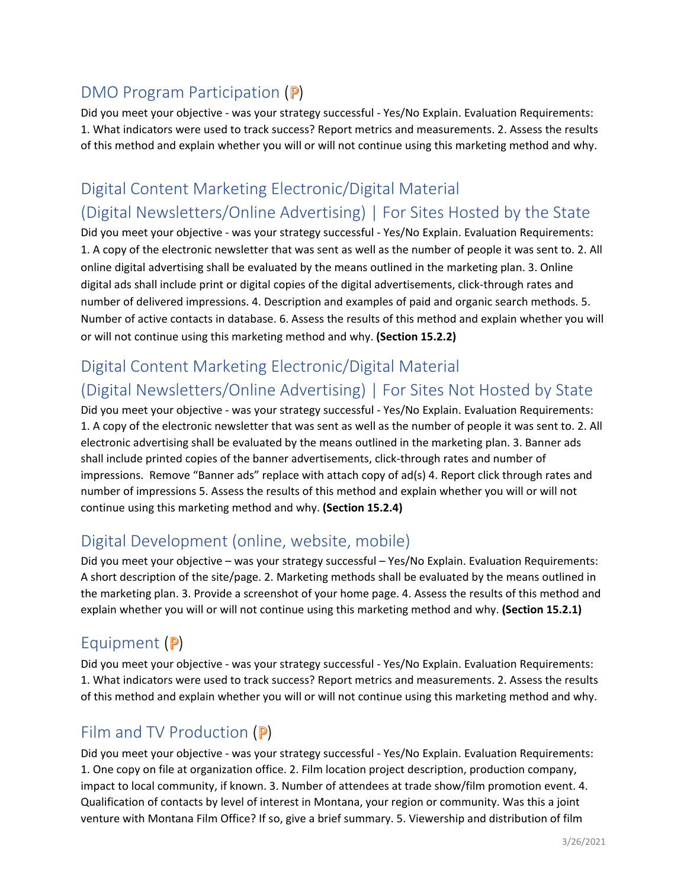## DMO Program Participation (Ⓟ)

Did you meet your objective - was your strategy successful - Yes/No Explain. Evaluation Requirements: 1. What indicators were used to track success? Report metrics and measurements. 2. Assess the results of this method and explain whether you will or will not continue using this marketing method and why.

## Digital Content Marketing Electronic/Digital Material (Digital Newsletters/Online Advertising) | For Sites Hosted by the State

Did you meet your objective - was your strategy successful - Yes/No Explain. Evaluation Requirements: 1. A copy of the electronic newsletter that was sent as well as the number of people it was sent to. 2. All online digital advertising shall be evaluated by the means outlined in the marketing plan. 3. Online digital ads shall include print or digital copies of the digital advertisements, click-through rates and number of delivered impressions. 4. Description and examples of paid and organic search methods. 5. Number of active contacts in database. 6. Assess the results of this method and explain whether you will or will not continue using this marketing method and why. **(Section 15.2.2)**

## Digital Content Marketing Electronic/Digital Material (Digital Newsletters/Online Advertising) | For Sites Not Hosted by State

Did you meet your objective - was your strategy successful - Yes/No Explain. Evaluation Requirements: 1. A copy of the electronic newsletter that was sent as well as the number of people it was sent to. 2. All electronic advertising shall be evaluated by the means outlined in the marketing plan. 3. Banner ads shall include printed copies of the banner advertisements, click-through rates and number of impressions. Remove "Banner ads" replace with attach copy of ad(s) 4. Report click through rates and number of impressions 5. Assess the results of this method and explain whether you will or will not continue using this marketing method and why. **(Section 15.2.4)**

## Digital Development (online, website, mobile)

Did you meet your objective – was your strategy successful – Yes/No Explain. Evaluation Requirements: A short description of the site/page. 2. Marketing methods shall be evaluated by the means outlined in the marketing plan. 3. Provide a screenshot of your home page. 4. Assess the results of this method and explain whether you will or will not continue using this marketing method and why. **(Section 15.2.1)**

## Equipment (Ⓟ)

Did you meet your objective - was your strategy successful - Yes/No Explain. Evaluation Requirements: 1. What indicators were used to track success? Report metrics and measurements. 2. Assess the results of this method and explain whether you will or will not continue using this marketing method and why.

## Film and TV Production (Ⓟ)

Did you meet your objective - was your strategy successful - Yes/No Explain. Evaluation Requirements: 1. One copy on file at organization office. 2. Film location project description, production company, impact to local community, if known. 3. Number of attendees at trade show/film promotion event. 4. Qualification of contacts by level of interest in Montana, your region or community. Was this a joint venture with Montana Film Office? If so, give a brief summary. 5. Viewership and distribution of film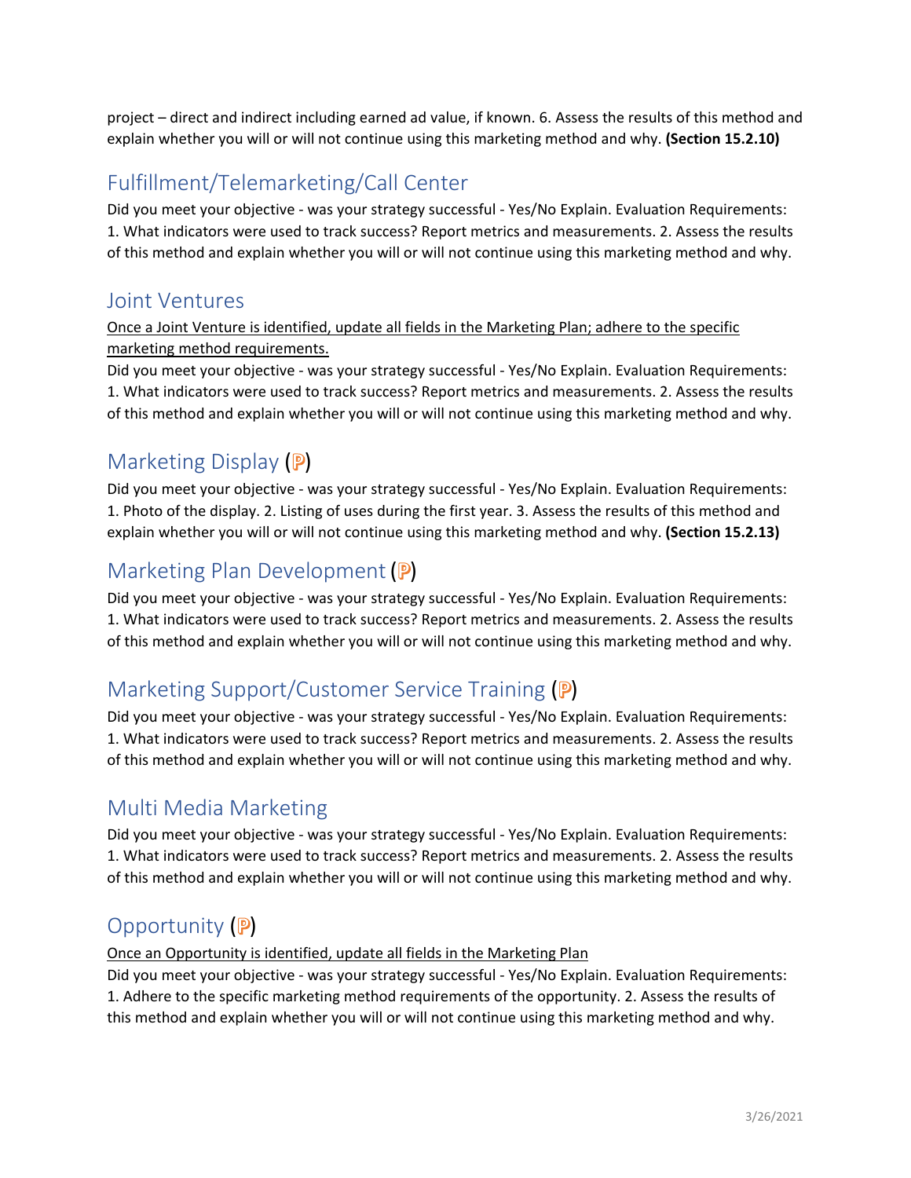project – direct and indirect including earned ad value, if known. 6. Assess the results of this method and explain whether you will or will not continue using this marketing method and why. **(Section 15.2.10)**

## Fulfillment/Telemarketing/Call Center

Did you meet your objective - was your strategy successful - Yes/No Explain. Evaluation Requirements: 1. What indicators were used to track success? Report metrics and measurements. 2. Assess the results of this method and explain whether you will or will not continue using this marketing method and why.

## Joint Ventures

<u>Once a Joint Venture is identified, update all fields in the Marketing Plan; adhere to the specific marketing method requirements.</u>

Did you meet your objective - was your strategy successful - Yes/No Explain. Evaluation Requirements: 1. What indicators were used to track success? Report metrics and measurements. 2. Assess the results of this method and explain whether you will or will not continue using this marketing method and why.

## Marketing Display (ℙ)

Did you meet your objective - was your strategy successful - Yes/No Explain. Evaluation Requirements: 1. Photo of the display. 2. Listing of uses during the first year. 3. Assess the results of this method and explain whether you will or will not continue using this marketing method and why. **(Section 15.2.13)**

## Marketing Plan Development (ℙ)

Did you meet your objective - was your strategy successful - Yes/No Explain. Evaluation Requirements: 1. What indicators were used to track success? Report metrics and measurements. 2. Assess the results of this method and explain whether you will or will not continue using this marketing method and why.

## Marketing Support/Customer Service Training (ℙ)

Did you meet your objective - was your strategy successful - Yes/No Explain. Evaluation Requirements: 1. What indicators were used to track success? Report metrics and measurements. 2. Assess the results of this method and explain whether you will or will not continue using this marketing method and why.

## Multi Media Marketing

Did you meet your objective - was your strategy successful - Yes/No Explain. Evaluation Requirements: 1. What indicators were used to track success? Report metrics and measurements. 2. Assess the results of this method and explain whether you will or will not continue using this marketing method and why.

## Opportunity (ℙ)

<u>Once an Opportunity is identified, update all fields in the Marketing Plan</u>

Did you meet your objective - was your strategy successful - Yes/No Explain. Evaluation Requirements: 1. Adhere to the specific marketing method requirements of the opportunity. 2. Assess the results of this method and explain whether you will or will not continue using this marketing method and why.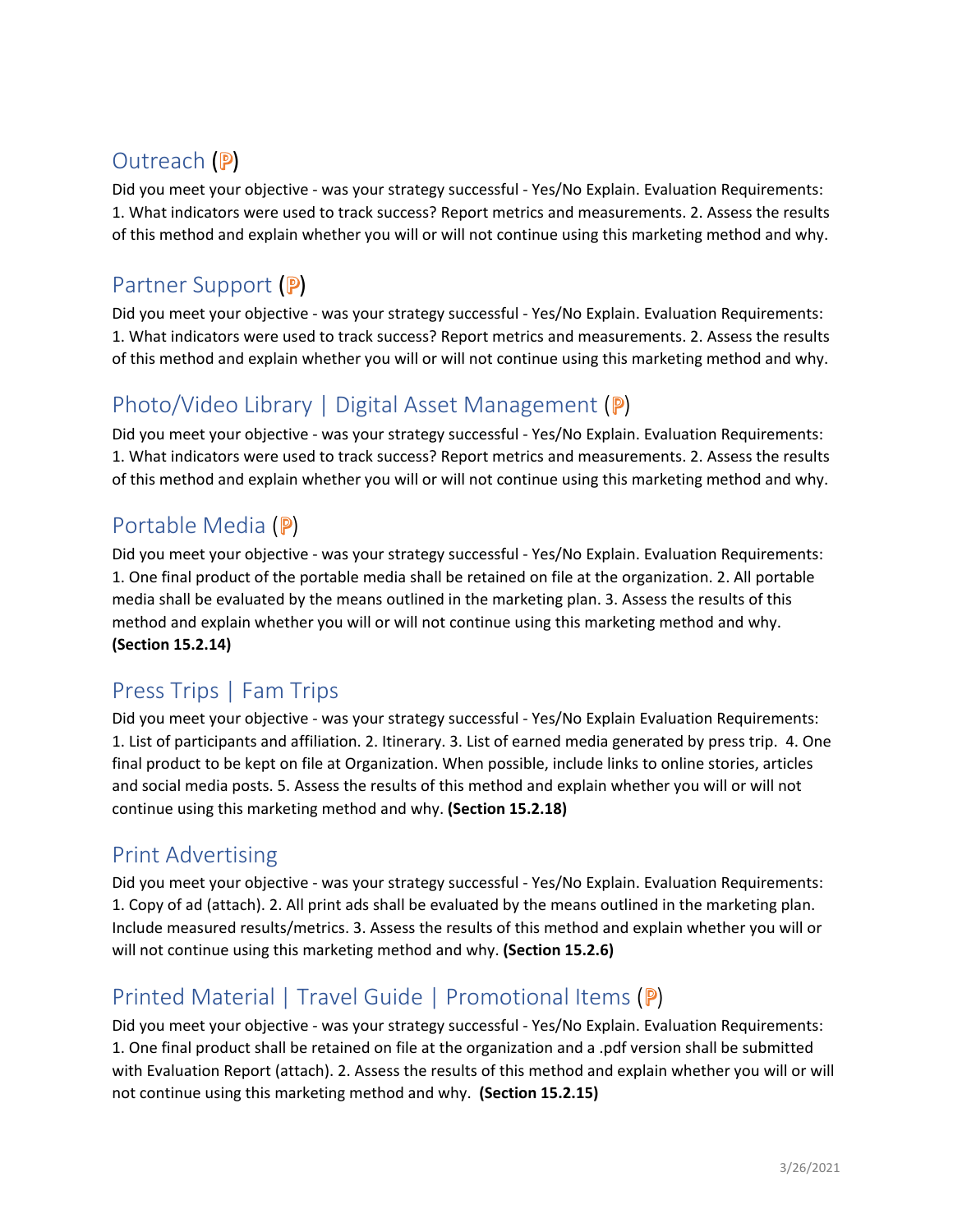## Outreach (ℙ)

Did you meet your objective - was your strategy successful - Yes/No Explain. Evaluation Requirements: 1. What indicators were used to track success? Report metrics and measurements. 2. Assess the results of this method and explain whether you will or will not continue using this marketing method and why.

## Partner Support (ℙ)

Did you meet your objective - was your strategy successful - Yes/No Explain. Evaluation Requirements: 1. What indicators were used to track success? Report metrics and measurements. 2. Assess the results of this method and explain whether you will or will not continue using this marketing method and why.

## Photo/Video Library | Digital Asset Management (ℙ)

Did you meet your objective - was your strategy successful - Yes/No Explain. Evaluation Requirements: 1. What indicators were used to track success? Report metrics and measurements. 2. Assess the results of this method and explain whether you will or will not continue using this marketing method and why.

## Portable Media (ℙ)

Did you meet your objective - was your strategy successful - Yes/No Explain. Evaluation Requirements: 1. One final product of the portable media shall be retained on file at the organization. 2. All portable media shall be evaluated by the means outlined in the marketing plan. 3. Assess the results of this method and explain whether you will or will not continue using this marketing method and why. **(Section 15.2.14)**

## Press Trips | Fam Trips

Did you meet your objective - was your strategy successful - Yes/No Explain Evaluation Requirements: 1. List of participants and affiliation. 2. Itinerary. 3. List of earned media generated by press trip. 4. One final product to be kept on file at Organization. When possible, include links to online stories, articles and social media posts. 5. Assess the results of this method and explain whether you will or will not continue using this marketing method and why. **(Section 15.2.18)**

## Print Advertising

Did you meet your objective - was your strategy successful - Yes/No Explain. Evaluation Requirements: 1. Copy of ad (attach). 2. All print ads shall be evaluated by the means outlined in the marketing plan. Include measured results/metrics. 3. Assess the results of this method and explain whether you will or will not continue using this marketing method and why. **(Section 15.2.6)**

## Printed Material | Travel Guide | Promotional Items (ℙ)

Did you meet your objective - was your strategy successful - Yes/No Explain. Evaluation Requirements: 1. One final product shall be retained on file at the organization and a .pdf version shall be submitted with Evaluation Report (attach). 2. Assess the results of this method and explain whether you will or will not continue using this marketing method and why. **(Section 15.2.15)**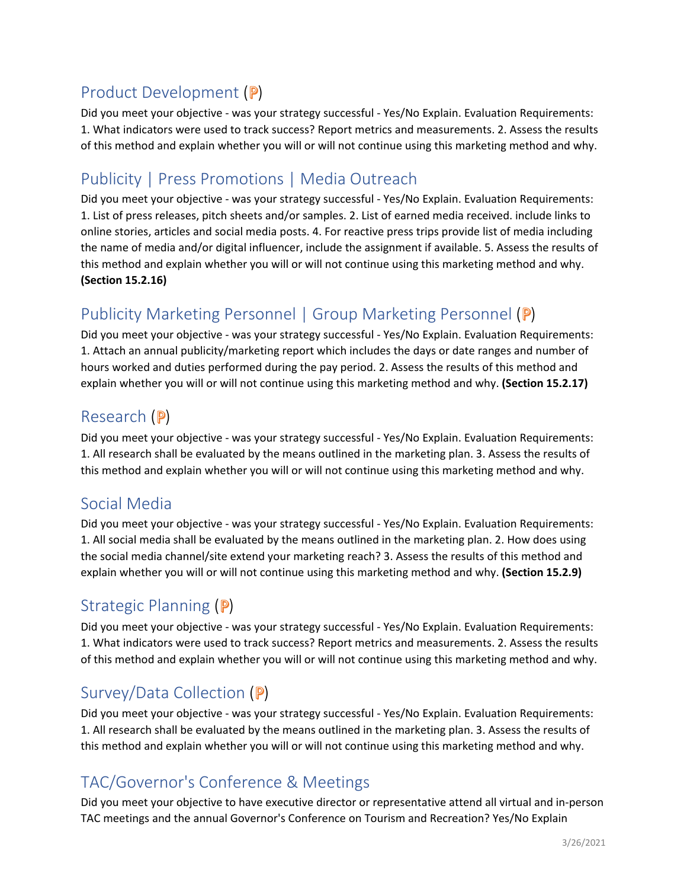## Product Development (℗)

Did you meet your objective - was your strategy successful - Yes/No Explain. Evaluation Requirements: 1. What indicators were used to track success? Report metrics and measurements. 2. Assess the results of this method and explain whether you will or will not continue using this marketing method and why.

## Publicity | Press Promotions | Media Outreach

Did you meet your objective - was your strategy successful - Yes/No Explain. Evaluation Requirements: 1. List of press releases, pitch sheets and/or samples. 2. List of earned media received. include links to online stories, articles and social media posts. 4. For reactive press trips provide list of media including the name of media and/or digital influencer, include the assignment if available. 5. Assess the results of this method and explain whether you will or will not continue using this marketing method and why. **(Section 15.2.16)**

## Publicity Marketing Personnel | Group Marketing Personnel (℗)

Did you meet your objective - was your strategy successful - Yes/No Explain. Evaluation Requirements: 1. Attach an annual publicity/marketing report which includes the days or date ranges and number of hours worked and duties performed during the pay period. 2. Assess the results of this method and explain whether you will or will not continue using this marketing method and why. **(Section 15.2.17)**

## Research (℗)

Did you meet your objective - was your strategy successful - Yes/No Explain. Evaluation Requirements: 1. All research shall be evaluated by the means outlined in the marketing plan. 3. Assess the results of this method and explain whether you will or will not continue using this marketing method and why.

## Social Media

Did you meet your objective - was your strategy successful - Yes/No Explain. Evaluation Requirements: 1. All social media shall be evaluated by the means outlined in the marketing plan. 2. How does using the social media channel/site extend your marketing reach? 3. Assess the results of this method and explain whether you will or will not continue using this marketing method and why. **(Section 15.2.9)**

## Strategic Planning (℗)

Did you meet your objective - was your strategy successful - Yes/No Explain. Evaluation Requirements: 1. What indicators were used to track success? Report metrics and measurements. 2. Assess the results of this method and explain whether you will or will not continue using this marketing method and why.

## Survey/Data Collection (℗)

Did you meet your objective - was your strategy successful - Yes/No Explain. Evaluation Requirements: 1. All research shall be evaluated by the means outlined in the marketing plan. 3. Assess the results of this method and explain whether you will or will not continue using this marketing method and why.

## TAC/Governor's Conference & Meetings

Did you meet your objective to have executive director or representative attend all virtual and in-person TAC meetings and the annual Governor's Conference on Tourism and Recreation? Yes/No Explain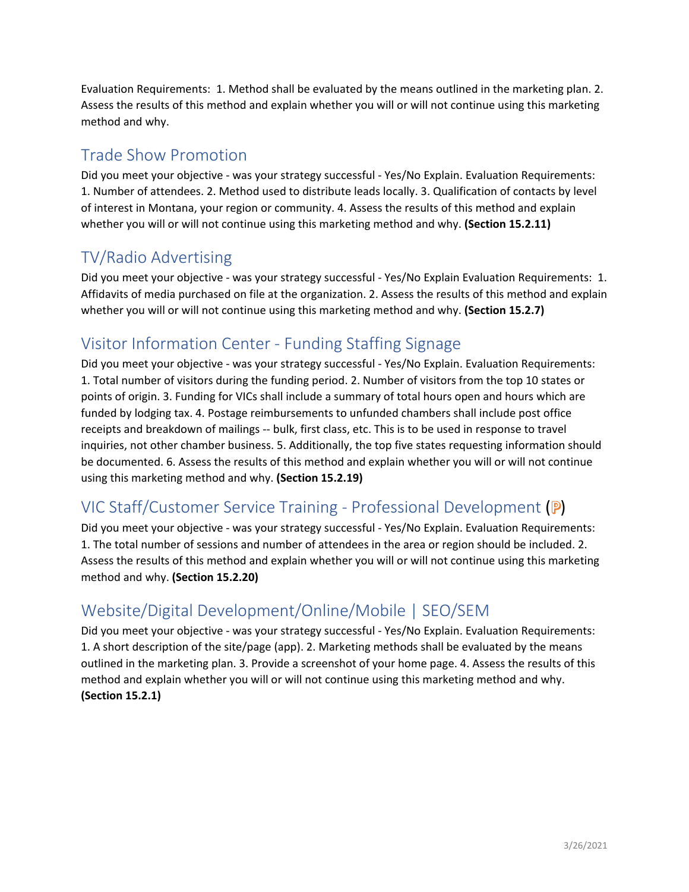Evaluation Requirements: 1. Method shall be evaluated by the means outlined in the marketing plan. 2. Assess the results of this method and explain whether you will or will not continue using this marketing method and why.

## Trade Show Promotion

Did you meet your objective - was your strategy successful - Yes/No Explain. Evaluation Requirements: 1. Number of attendees. 2. Method used to distribute leads locally. 3. Qualification of contacts by level of interest in Montana, your region or community. 4. Assess the results of this method and explain whether you will or will not continue using this marketing method and why. **(Section 15.2.11)**

## TV/Radio Advertising

Did you meet your objective - was your strategy successful - Yes/No Explain Evaluation Requirements: 1. Affidavits of media purchased on file at the organization. 2. Assess the results of this method and explain whether you will or will not continue using this marketing method and why. **(Section 15.2.7)**

## Visitor Information Center - Funding Staffing Signage

Did you meet your objective - was your strategy successful - Yes/No Explain. Evaluation Requirements: 1. Total number of visitors during the funding period. 2. Number of visitors from the top 10 states or points of origin. 3. Funding for VICs shall include a summary of total hours open and hours which are funded by lodging tax. 4. Postage reimbursements to unfunded chambers shall include post office receipts and breakdown of mailings -- bulk, first class, etc. This is to be used in response to travel inquiries, not other chamber business. 5. Additionally, the top five states requesting information should be documented. 6. Assess the results of this method and explain whether you will or will not continue using this marketing method and why. **(Section 15.2.19)**

## VIC Staff/Customer Service Training - Professional Development (P)

Did you meet your objective - was your strategy successful - Yes/No Explain. Evaluation Requirements: 1. The total number of sessions and number of attendees in the area or region should be included. 2. Assess the results of this method and explain whether you will or will not continue using this marketing method and why. **(Section 15.2.20)**

## Website/Digital Development/Online/Mobile | SEO/SEM

Did you meet your objective - was your strategy successful - Yes/No Explain. Evaluation Requirements: 1. A short description of the site/page (app). 2. Marketing methods shall be evaluated by the means outlined in the marketing plan. 3. Provide a screenshot of your home page. 4. Assess the results of this method and explain whether you will or will not continue using this marketing method and why. **(Section 15.2.1)**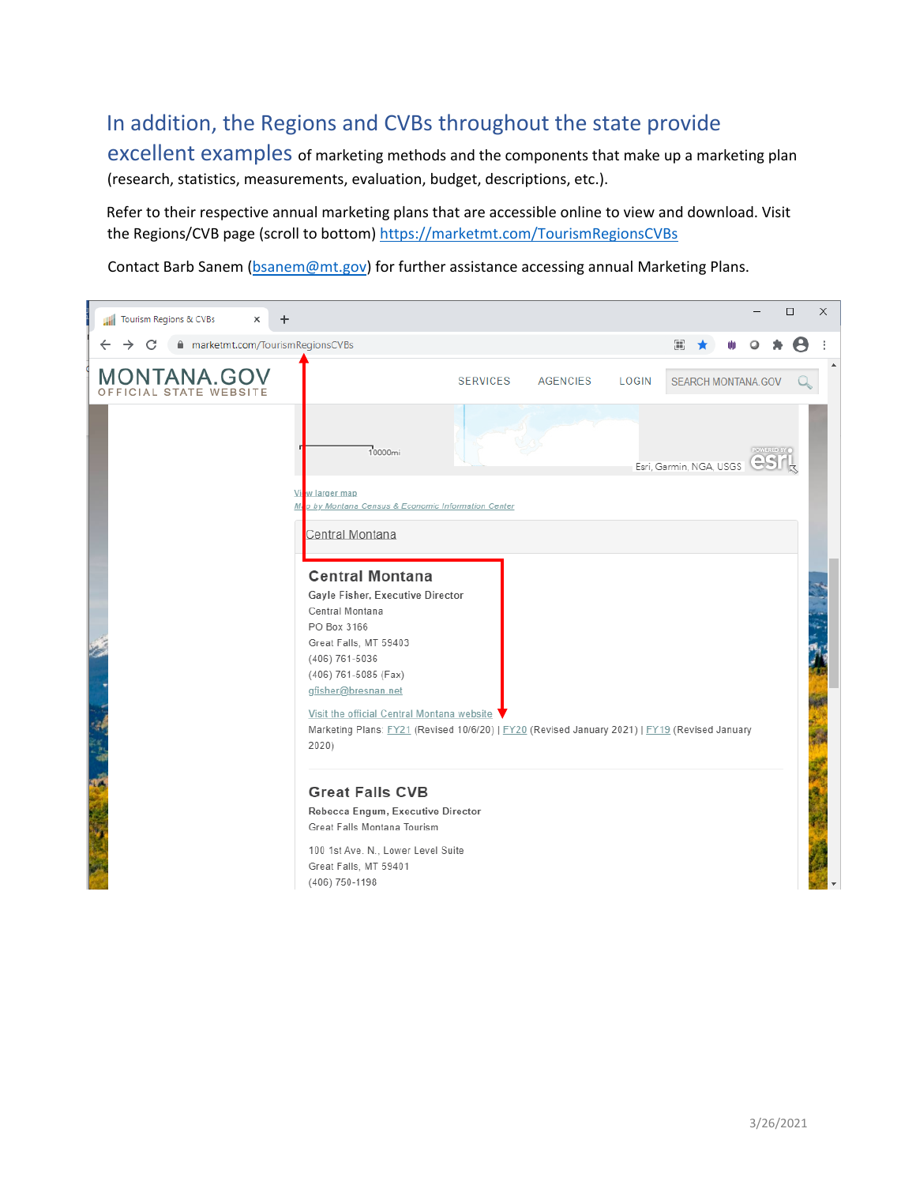## In addition, the Regions and CVBs throughout the state provide excellent examples of marketing methods and the components that make up a marketing plan (research, statistics, measurements, evaluation, budget, descriptions, etc.).

Refer to their respective annual marketing plans that are accessible online to view and download. Visit the Regions/CVB page (scroll to bottom) https://marketmt.com/TourismRegionsCVBs

Contact Barb Sanem (bsanem@mt.gov) for further assistance accessing annual Marketing Plans.

Tourism Regions & CVBs

marketmt.com/TourismRegionsCVBs

MONTANA.GOV
OFFICIAL STATE WEBSITE

SERVICES AGENCIES LOGIN SEARCH MONTANA.GOV

10000mi

Esri, Garmin, NGA, USGS

View larger map
Map by Montana Census & Economic Information Center

Central Montana

**Central Montana**
Gayle Fisher, Executive Director
Central Montana
PO Box 3166
Great Falls, MT 59403
(406) 761-5036
(406) 761-5085 (Fax)
gfisher@bresnan.net

Visit the official Central Montana website
Marketing Plans: FY21 (Revised 10/6/20) | FY20 (Revised January 2021) | FY19 (Revised January 2020)

**Great Falls CVB**
Rebecca Engum, Executive Director
Great Falls Montana Tourism

100 1st Ave. N., Lower Level Suite
Great Falls, MT 59401
(406) 750-1198

3/26/2021